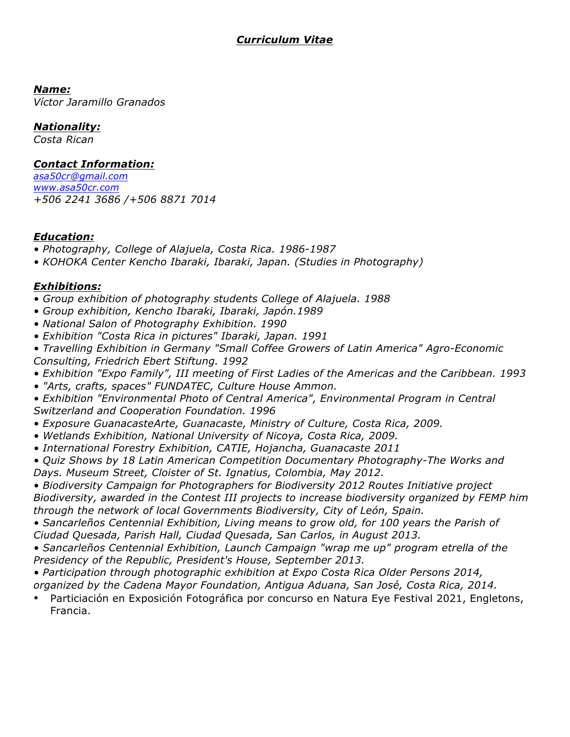# *Curriculum Vitae*

***Name:***
*Víctor Jaramillo Granados*

***Nationality:***
*Costa Rican*

***Contact Information:***
*asa50cr@gmail.com*
*www.asa50cr.com*
*+506 2241 3686 /+506 8871 7014*

***Education:***

- *Photography, College of Alajuela, Costa Rica. 1986-1987*
- *KOHOKA Center Kencho Ibaraki, Ibaraki, Japan. (Studies in Photography)*

***Exhibitions:***

- *Group exhibition of photography students College of Alajuela. 1988*
- *Group exhibition, Kencho Ibaraki, Ibaraki, Japón.1989*
- *National Salon of Photography Exhibition. 1990*
- *Exhibition "Costa Rica in pictures" Ibaraki, Japan. 1991*
- *Travelling Exhibition in Germany "Small Coffee Growers of Latin America" Agro-Economic Consulting, Friedrich Ebert Stiftung. 1992*
- *Exhibition "Expo Family", III meeting of First Ladies of the Americas and the Caribbean. 1993*
- *"Arts, crafts, spaces" FUNDATEC, Culture House Ammon.*
- *Exhibition "Environmental Photo of Central America", Environmental Program in Central Switzerland and Cooperation Foundation. 1996*
- *Exposure GuanacasteArte, Guanacaste, Ministry of Culture, Costa Rica, 2009.*
- *Wetlands Exhibition, National University of Nicoya, Costa Rica, 2009.*
- *International Forestry Exhibition, CATIE, Hojancha, Guanacaste 2011*
- *Quiz Shows by 18 Latin American Competition Documentary Photography-The Works and Days. Museum Street, Cloister of St. Ignatius, Colombia, May 2012.*
- *Biodiversity Campaign for Photographers for Biodiversity 2012 Routes Initiative project Biodiversity, awarded in the Contest III projects to increase biodiversity organized by FEMP him through the network of local Governments Biodiversity, City of León, Spain.*
- *Sancarleños Centennial Exhibition, Living means to grow old, for 100 years the Parish of Ciudad Quesada, Parish Hall, Ciudad Quesada, San Carlos, in August 2013.*
- *Sancarleños Centennial Exhibition, Launch Campaign "wrap me up" program etrella of the Presidency of the Republic, President's House, September 2013.*
- *Participation through photographic exhibition at Expo Costa Rica Older Persons 2014, organized by the Cadena Mayor Foundation, Antigua Aduana, San José, Costa Rica, 2014.*
- Particiación en Exposición Fotográfica por concurso en Natura Eye Festival 2021, Engletons, Francia.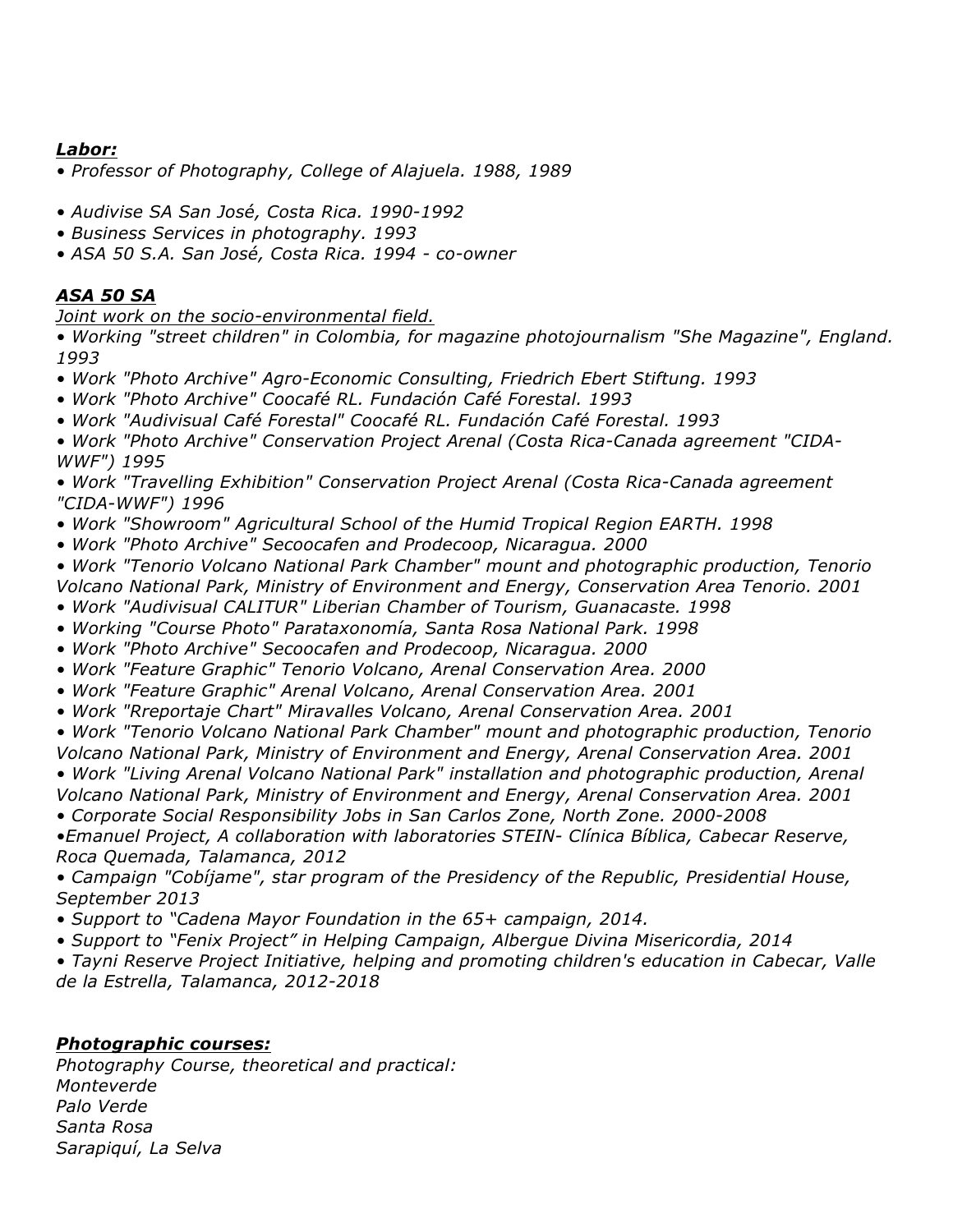### ***Labor:***

- *Professor of Photography, College of Alajuela. 1988, 1989*

- *Audivise SA San José, Costa Rica. 1990-1992*
- *Business Services in photography. 1993*
- *ASA 50 S.A. San José, Costa Rica. 1994 - co-owner*

### ***ASA 50 SA***

*Joint work on the socio-environmental field.*

- *Working "street children" in Colombia, for magazine photojournalism "She Magazine", England. 1993*
- *Work "Photo Archive" Agro-Economic Consulting, Friedrich Ebert Stiftung. 1993*
- *Work "Photo Archive" Coocafé RL. Fundación Café Forestal. 1993*
- *Work "Audivisual Café Forestal" Coocafé RL. Fundación Café Forestal. 1993*
- *Work "Photo Archive" Conservation Project Arenal (Costa Rica-Canada agreement "CIDA-WWF") 1995*
- *Work "Travelling Exhibition" Conservation Project Arenal (Costa Rica-Canada agreement "CIDA-WWF") 1996*
- *Work "Showroom" Agricultural School of the Humid Tropical Region EARTH. 1998*
- *Work "Photo Archive" Secoocafen and Prodecoop, Nicaragua. 2000*
- *Work "Tenorio Volcano National Park Chamber" mount and photographic production, Tenorio Volcano National Park, Ministry of Environment and Energy, Conservation Area Tenorio. 2001*
- *Work "Audivisual CALITUR" Liberian Chamber of Tourism, Guanacaste. 1998*
- *Working "Course Photo" Parataxonomía, Santa Rosa National Park. 1998*
- *Work "Photo Archive" Secoocafen and Prodecoop, Nicaragua. 2000*
- *Work "Feature Graphic" Tenorio Volcano, Arenal Conservation Area. 2000*
- *Work "Feature Graphic" Arenal Volcano, Arenal Conservation Area. 2001*
- *Work "Rreportaje Chart" Miravalles Volcano, Arenal Conservation Area. 2001*
- *Work "Tenorio Volcano National Park Chamber" mount and photographic production, Tenorio Volcano National Park, Ministry of Environment and Energy, Arenal Conservation Area. 2001*
- *Work "Living Arenal Volcano National Park" installation and photographic production, Arenal Volcano National Park, Ministry of Environment and Energy, Arenal Conservation Area. 2001*
- *Corporate Social Responsibility Jobs in San Carlos Zone, North Zone. 2000-2008*
- *Emanuel Project, A collaboration with laboratories STEIN- Clínica Bíblica, Cabecar Reserve, Roca Quemada, Talamanca, 2012*
- *Campaign "Cobíjame", star program of the Presidency of the Republic, Presidential House, September 2013*
- *Support to "Cadena Mayor Foundation in the 65+ campaign, 2014.*
- *Support to "Fenix Project" in Helping Campaign, Albergue Divina Misericordia, 2014*
- *Tayni Reserve Project Initiative, helping and promoting children's education in Cabecar, Valle de la Estrella, Talamanca, 2012-2018*

### ***Photographic courses:***

*Photography Course, theoretical and practical:*
*Monteverde*
*Palo Verde*
*Santa Rosa*
*Sarapiquí, La Selva*